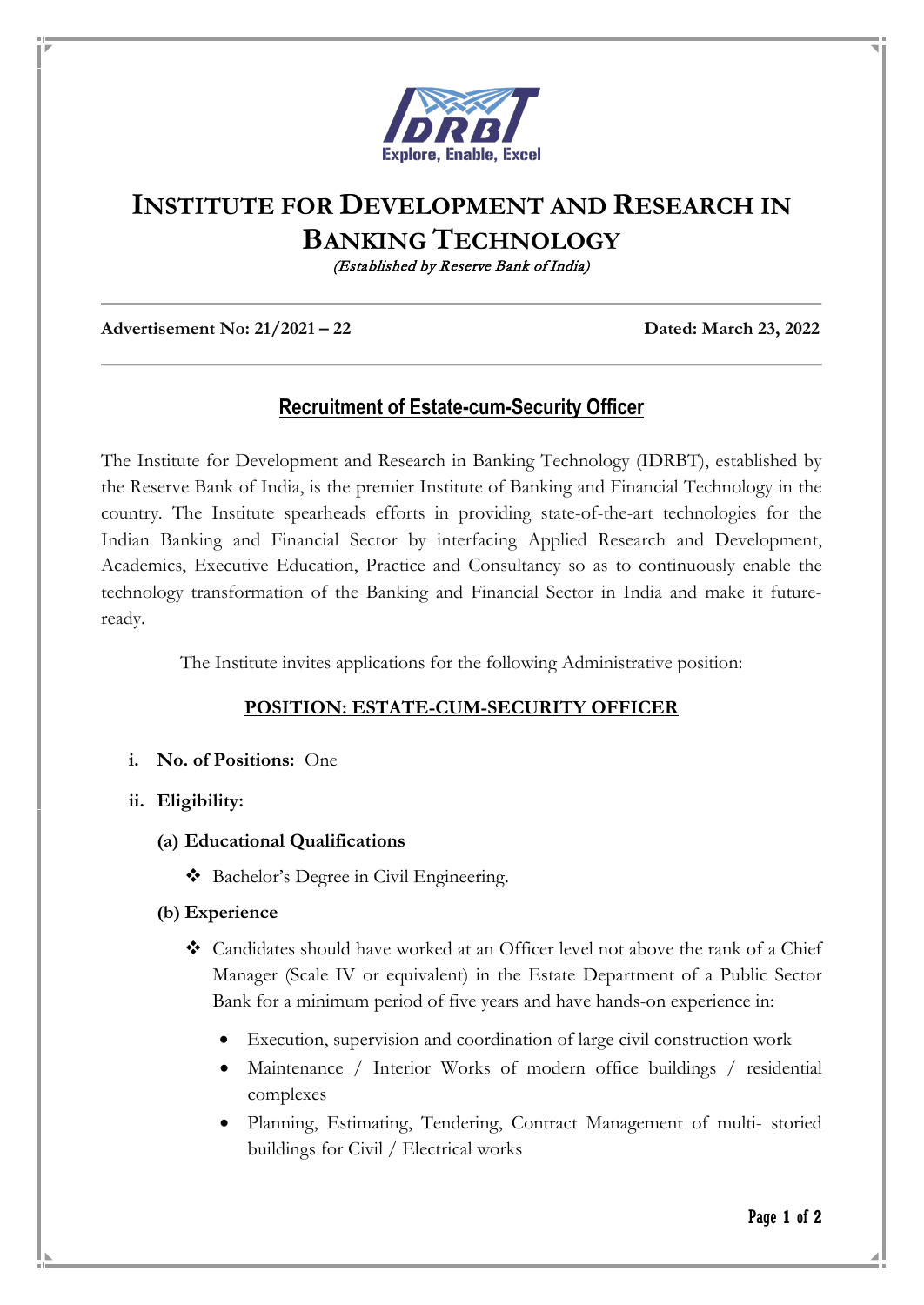IDRBT
Explore, Enable, Excel

# INSTITUTE FOR DEVELOPMENT AND RESEARCH IN BANKING TECHNOLOGY

*(Established by Reserve Bank of India)*

**Advertisement No: 21/2021 – 22** **Dated: March 23, 2022**

## Recruitment of Estate-cum-Security Officer

The Institute for Development and Research in Banking Technology (IDRBT), established by the Reserve Bank of India, is the premier Institute of Banking and Financial Technology in the country. The Institute spearheads efforts in providing state-of-the-art technologies for the Indian Banking and Financial Sector by interfacing Applied Research and Development, Academics, Executive Education, Practice and Consultancy so as to continuously enable the technology transformation of the Banking and Financial Sector in India and make it future-ready.

The Institute invites applications for the following Administrative position:

### POSITION: ESTATE-CUM-SECURITY OFFICER

**i. No. of Positions:** One

**ii. Eligibility:**

**(a) Educational Qualifications**

- Bachelor's Degree in Civil Engineering.

**(b) Experience**

- Candidates should have worked at an Officer level not above the rank of a Chief Manager (Scale IV or equivalent) in the Estate Department of a Public Sector Bank for a minimum period of five years and have hands-on experience in:
  - Execution, supervision and coordination of large civil construction work
  - Maintenance / Interior Works of modern office buildings / residential complexes
  - Planning, Estimating, Tendering, Contract Management of multi- storied buildings for Civil / Electrical works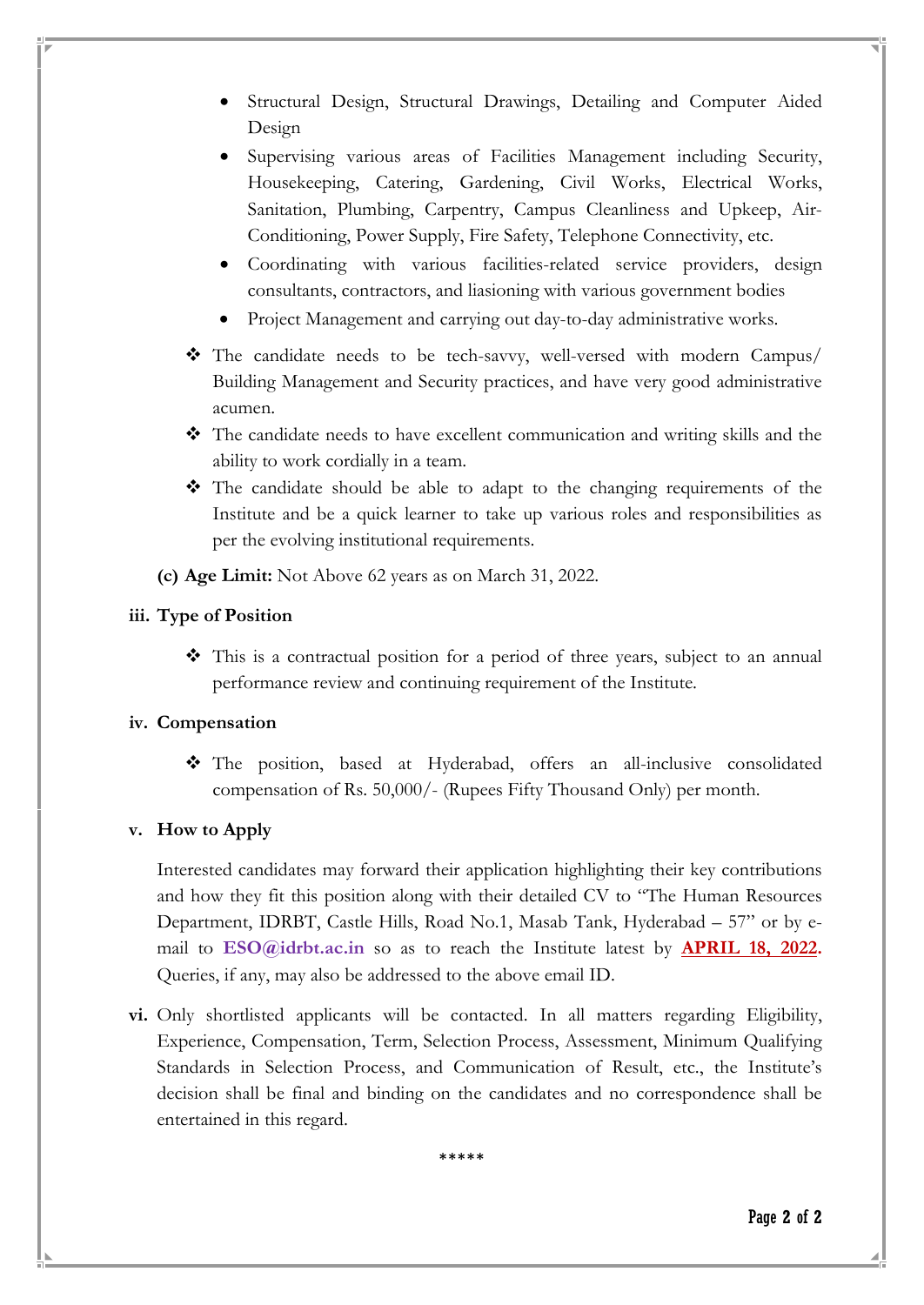- Structural Design, Structural Drawings, Detailing and Computer Aided Design
- Supervising various areas of Facilities Management including Security, Housekeeping, Catering, Gardening, Civil Works, Electrical Works, Sanitation, Plumbing, Carpentry, Campus Cleanliness and Upkeep, Air-Conditioning, Power Supply, Fire Safety, Telephone Connectivity, etc.
- Coordinating with various facilities-related service providers, design consultants, contractors, and liasioning with various government bodies
- Project Management and carrying out day-to-day administrative works.

❖ The candidate needs to be tech-savvy, well-versed with modern Campus/ Building Management and Security practices, and have very good administrative acumen.

❖ The candidate needs to have excellent communication and writing skills and the ability to work cordially in a team.

❖ The candidate should be able to adapt to the changing requirements of the Institute and be a quick learner to take up various roles and responsibilities as per the evolving institutional requirements.

**(c) Age Limit:** Not Above 62 years as on March 31, 2022.

**iii. Type of Position**

❖ This is a contractual position for a period of three years, subject to an annual performance review and continuing requirement of the Institute.

**iv. Compensation**

❖ The position, based at Hyderabad, offers an all-inclusive consolidated compensation of Rs. 50,000/- (Rupees Fifty Thousand Only) per month.

**v. How to Apply**

Interested candidates may forward their application highlighting their key contributions and how they fit this position along with their detailed CV to "The Human Resources Department, IDRBT, Castle Hills, Road No.1, Masab Tank, Hyderabad – 57" or by e-mail to **ESO@idrbt.ac.in** so as to reach the Institute latest by **APRIL 18, 2022.** Queries, if any, may also be addressed to the above email ID.

**vi.** Only shortlisted applicants will be contacted. In all matters regarding Eligibility, Experience, Compensation, Term, Selection Process, Assessment, Minimum Qualifying Standards in Selection Process, and Communication of Result, etc., the Institute's decision shall be final and binding on the candidates and no correspondence shall be entertained in this regard.

*****